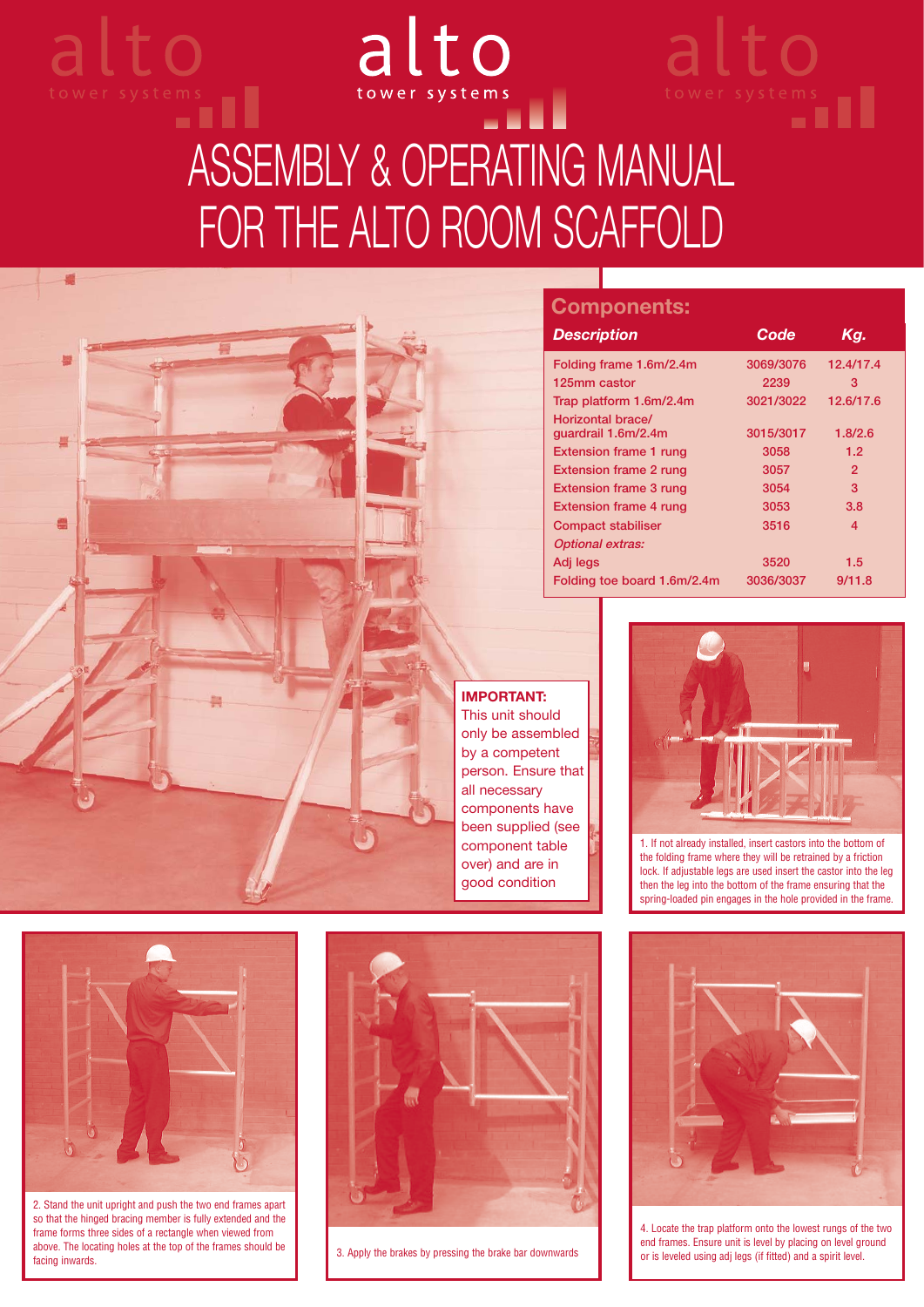# ASSEMBLY & OPERATING MANUAL FOR THE ALTO ROOM SCAFFOLD

## Components:

| Description | Code | Kg. |
|---|---|---|
| Folding frame 1.6m/2.4m | 3069/3076 | 12.4/17.4 |
| 125mm castor | 2239 | 3 |
| Trap platform 1.6m/2.4m | 3021/3022 | 12.6/17.6 |
| Horizontal brace/ guardrail 1.6m/2.4m | 3015/3017 | 1.8/2.6 |
| Extension frame 1 rung | 3058 | 1.2 |
| Extension frame 2 rung | 3057 | 2 |
| Extension frame 3 rung | 3054 | 3 |
| Extension frame 4 rung | 3053 | 3.8 |
| Compact stabiliser | 3516 | 4 |
| *Optional extras:* | | |
| Adj legs | 3520 | 1.5 |
| Folding toe board 1.6m/2.4m | 3036/3037 | 9/11.8 |

**IMPORTANT:** This unit should only be assembled by a competent person. Ensure that all necessary components have been supplied (see component table over) and are in good condition

1. If not already installed, insert castors into the bottom of the folding frame where they will be retrained by a friction lock. If adjustable legs are used insert the castor into the leg then the leg into the bottom of the frame ensuring that the spring-loaded pin engages in the hole provided in the frame.

2. Stand the unit upright and push the two end frames apart so that the hinged bracing member is fully extended and the frame forms three sides of a rectangle when viewed from above. The locating holes at the top of the frames should be facing inwards.

3. Apply the brakes by pressing the brake bar downwards

4. Locate the trap platform onto the lowest rungs of the two end frames. Ensure unit is level by placing on level ground or is leveled using adj legs (if fitted) and a spirit level.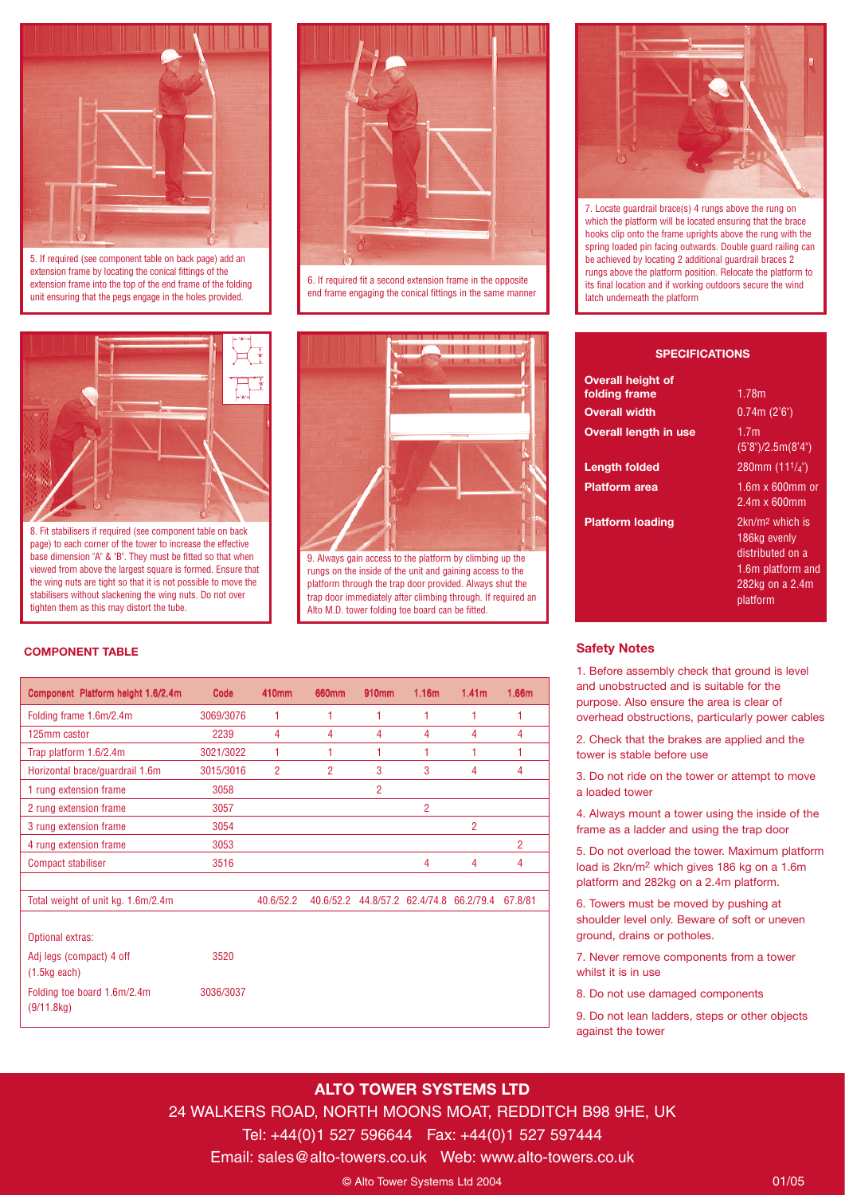5. If required (see component table on back page) add an extension frame by locating the conical fittings of the extension frame into the top of the end frame of the folding unit ensuring that the pegs engage in the holes provided.

6. If required fit a second extension frame in the opposite end frame engaging the conical fittings in the same manner

7. Locate guardrail brace(s) 4 rungs above the rung on which the platform will be located ensuring that the brace hooks clip onto the frame uprights above the rung with the spring loaded pin facing outwards. Double guard railing can be achieved by locating 2 additional guardrail braces 2 rungs above the platform position. Relocate the platform to its final location and if working outdoors secure the wind latch underneath the platform

8. Fit stabilisers if required (see component table on back page) to each corner of the tower to increase the effective base dimension "A" & "B". They must be fitted so that when viewed from above the largest square is formed. Ensure that the wing nuts are tight so that it is not possible to move the stabilisers without slackening the wing nuts. Do not over tighten them as this may distort the tube.

9. Always gain access to the platform by climbing up the rungs on the inside of the unit and gaining access to the platform through the trap door provided. Always shut the trap door immediately after climbing through. If required an Alto M.D. tower folding toe board can be fitted.

## SPECIFICATIONS

| | |
|---|---|
| **Overall height of folding frame** | 1.78m |
| **Overall width** | 0.74m (2'6") |
| **Overall length in use** | 1.7m (5'8")/2.5m(8'4") |
| **Length folded** | 280mm (11¼") |
| **Platform area** | 1.6m x 600mm or 2.4m x 600mm |
| **Platform loading** | 2kn/m² which is 186kg evenly distributed on a 1.6m platform and 282kg on a 2.4m platform |

## COMPONENT TABLE

| Component Platform height 1.6/2.4m | Code | 410mm | 660mm | 910mm | 1.16m | 1.41m | 1.66m |
|---|---|---|---|---|---|---|---|
| Folding frame 1.6m/2.4m | 3069/3076 | 1 | 1 | 1 | 1 | 1 | 1 |
| 125mm castor | 2239 | 4 | 4 | 4 | 4 | 4 | 4 |
| Trap platform 1.6/2.4m | 3021/3022 | 1 | 1 | 1 | 1 | 1 | 1 |
| Horizontal brace/guardrail 1.6m | 3015/3016 | 2 | 2 | 3 | 3 | 4 | 4 |
| 1 rung extension frame | 3058 | | | 2 | | | |
| 2 rung extension frame | 3057 | | | | 2 | | |
| 3 rung extension frame | 3054 | | | | | 2 | |
| 4 rung extension frame | 3053 | | | | | | 2 |
| Compact stabiliser | 3516 | | | | 4 | 4 | 4 |
| | | | | | | | |
| Total weight of unit kg. 1.6m/2.4m | | 40.6/52.2 | 40.6/52.2 | 44.8/57.2 | 62.4/74.8 | 66.2/79.4 | 67.8/81 |
| Optional extras: | | | | | | | |
| Adj legs (compact) 4 off (1.5kg each) | 3520 | | | | | | |
| Folding toe board 1.6m/2.4m (9/11.8kg) | 3036/3037 | | | | | | |

## Safety Notes

1. Before assembly check that ground is level and unobstructed and is suitable for the purpose. Also ensure the area is clear of overhead obstructions, particularly power cables

2. Check that the brakes are applied and the tower is stable before use

3. Do not ride on the tower or attempt to move a loaded tower

4. Always mount a tower using the inside of the frame as a ladder and using the trap door

5. Do not overload the tower. Maximum platform load is 2kn/m² which gives 186 kg on a 1.6m platform and 282kg on a 2.4m platform.

6. Towers must be moved by pushing at shoulder level only. Beware of soft or uneven ground, drains or potholes.

7. Never remove components from a tower whilst it is in use

8. Do not use damaged components

9. Do not lean ladders, steps or other objects against the tower

**ALTO TOWER SYSTEMS LTD**

24 WALKERS ROAD, NORTH MOONS MOAT, REDDITCH B98 9HE, UK

Tel: +44(0)1 527 596644 Fax: +44(0)1 527 597444

Email: sales@alto-towers.co.uk Web: www.alto-towers.co.uk

© Alto Tower Systems Ltd 2004

01/05